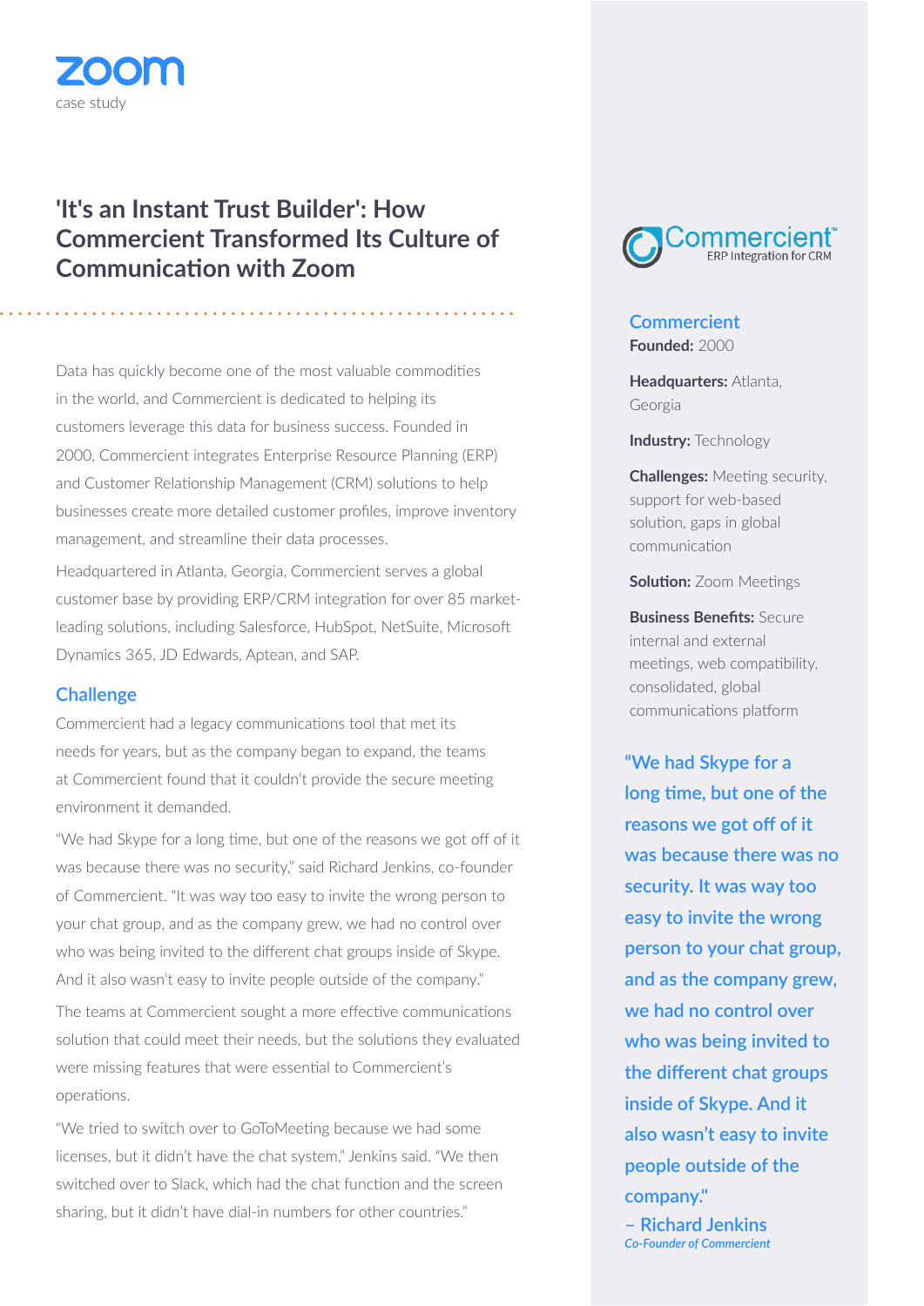**zoom**
case study

# 'It's an Instant Trust Builder': How Commercient Transformed Its Culture of Communication with Zoom

Data has quickly become one of the most valuable commodities in the world, and Commercient is dedicated to helping its customers leverage this data for business success. Founded in 2000, Commercient integrates Enterprise Resource Planning (ERP) and Customer Relationship Management (CRM) solutions to help businesses create more detailed customer profiles, improve inventory management, and streamline their data processes.

Headquartered in Atlanta, Georgia, Commercient serves a global customer base by providing ERP/CRM integration for over 85 market-leading solutions, including Salesforce, HubSpot, NetSuite, Microsoft Dynamics 365, JD Edwards, Aptean, and SAP.

## Challenge

Commercient had a legacy communications tool that met its needs for years, but as the company began to expand, the teams at Commercient found that it couldn't provide the secure meeting environment it demanded.

"We had Skype for a long time, but one of the reasons we got off of it was because there was no security," said Richard Jenkins, co-founder of Commercient. "It was way too easy to invite the wrong person to your chat group, and as the company grew, we had no control over who was being invited to the different chat groups inside of Skype. And it also wasn't easy to invite people outside of the company."

The teams at Commercient sought a more effective communications solution that could meet their needs, but the solutions they evaluated were missing features that were essential to Commercient's operations.

"We tried to switch over to GoToMeeting because we had some licenses, but it didn't have the chat system," Jenkins said. "We then switched over to Slack, which had the chat function and the screen sharing, but it didn't have dial-in numbers for other countries."

---

Commercient™ ERP Integration for CRM

**Commercient**
**Founded:** 2000

**Headquarters:** Atlanta, Georgia

**Industry:** Technology

**Challenges:** Meeting security, support for web-based solution, gaps in global communication

**Solution:** Zoom Meetings

**Business Benefits:** Secure internal and external meetings, web compatibility, consolidated, global communications platform

"We had Skype for a long time, but one of the reasons we got off of it was because there was no security. It was way too easy to invite the wrong person to your chat group, and as the company grew, we had no control over who was being invited to the different chat groups inside of Skype. And it also wasn't easy to invite people outside of the company."

– Richard Jenkins
*Co-Founder of Commercient*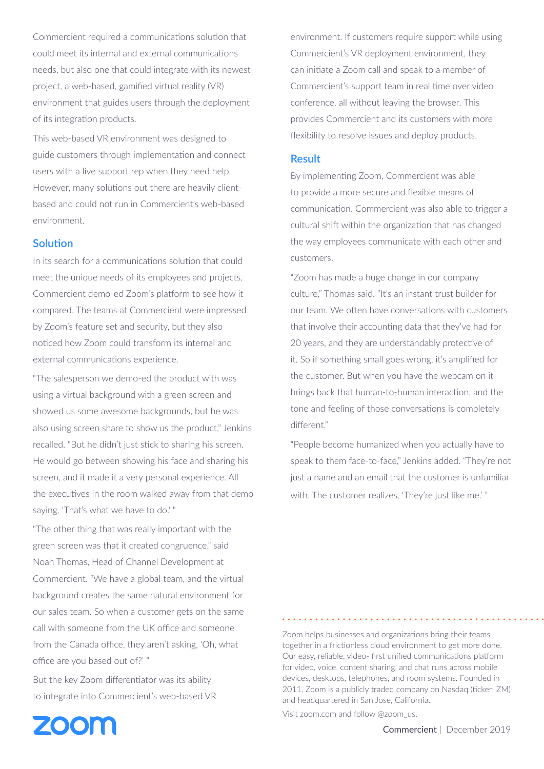Commercient required a communications solution that could meet its internal and external communications needs, but also one that could integrate with its newest project, a web-based, gamified virtual reality (VR) environment that guides users through the deployment of its integration products.

This web-based VR environment was designed to guide customers through implementation and connect users with a live support rep when they need help. However, many solutions out there are heavily client-based and could not run in Commercient's web-based environment.

## Solution

In its search for a communications solution that could meet the unique needs of its employees and projects, Commercient demo-ed Zoom's platform to see how it compared. The teams at Commercient were impressed by Zoom's feature set and security, but they also noticed how Zoom could transform its internal and external communications experience.

"The salesperson we demo-ed the product with was using a virtual background with a green screen and showed us some awesome backgrounds, but he was also using screen share to show us the product," Jenkins recalled. "But he didn't just stick to sharing his screen. He would go between showing his face and sharing his screen, and it made it a very personal experience. All the executives in the room walked away from that demo saying, 'That's what we have to do.' "

"The other thing that was really important with the green screen was that it created congruence," said Noah Thomas, Head of Channel Development at Commercient. "We have a global team, and the virtual background creates the same natural environment for our sales team. So when a customer gets on the same call with someone from the UK office and someone from the Canada office, they aren't asking, 'Oh, what office are you based out of?' "

But the key Zoom differentiator was its ability to integrate into Commercient's web-based VR environment. If customers require support while using Commercient's VR deployment environment, they can initiate a Zoom call and speak to a member of Commercient's support team in real time over video conference, all without leaving the browser. This provides Commercient and its customers with more flexibility to resolve issues and deploy products.

## Result

By implementing Zoom, Commercient was able to provide a more secure and flexible means of communication. Commercient was also able to trigger a cultural shift within the organization that has changed the way employees communicate with each other and customers.

"Zoom has made a huge change in our company culture," Thomas said. "It's an instant trust builder for our team. We often have conversations with customers that involve their accounting data that they've had for 20 years, and they are understandably protective of it. So if something small goes wrong, it's amplified for the customer. But when you have the webcam on it brings back that human-to-human interaction, and the tone and feeling of those conversations is completely different."

"People become humanized when you actually have to speak to them face-to-face," Jenkins added. "They're not just a name and an email that the customer is unfamiliar with. The customer realizes, 'They're just like me.' "

---

Zoom helps businesses and organizations bring their teams together in a frictionless cloud environment to get more done. Our easy, reliable, video- first unified communications platform for video, voice, content sharing, and chat runs across mobile devices, desktops, telephones, and room systems. Founded in 2011, Zoom is a publicly traded company on Nasdaq (ticker: ZM) and headquartered in San Jose, California.

Visit zoom.com and follow @zoom_us.